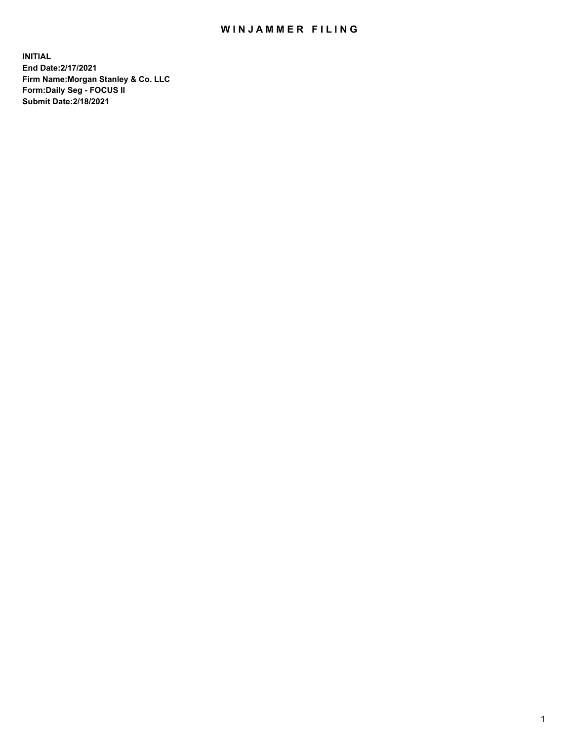# WINJAMMER FILING

**INITIAL**
**End Date:2/17/2021**
**Firm Name:Morgan Stanley & Co. LLC**
**Form:Daily Seg - FOCUS II**
**Submit Date:2/18/2021**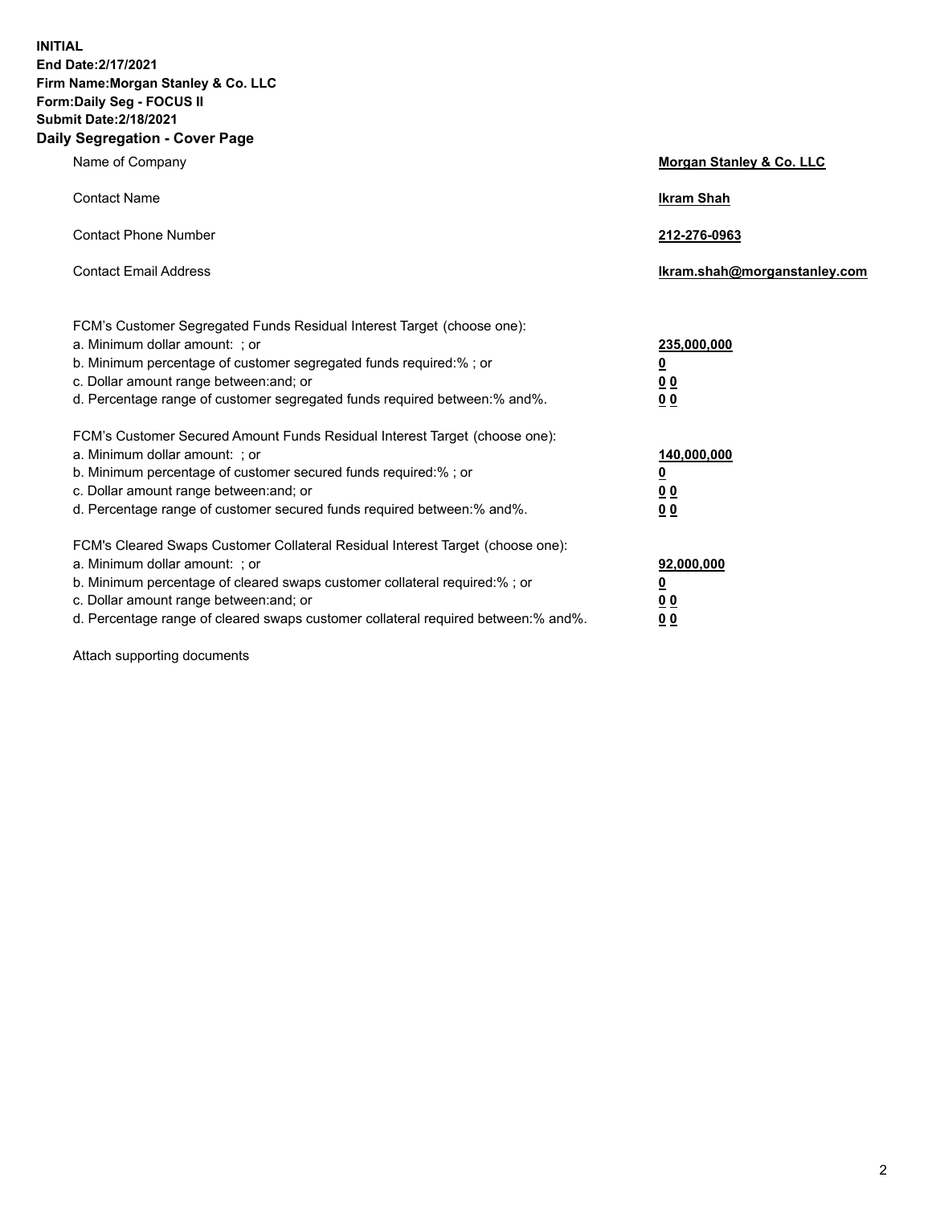**INITIAL**
**End Date:2/17/2021**
**Firm Name:Morgan Stanley & Co. LLC**
**Form:Daily Seg - FOCUS II**
**Submit Date:2/18/2021**

## Daily Segregation - Cover Page

| | |
|---|---|
| Name of Company | **Morgan Stanley & Co. LLC** |
| Contact Name | **Ikram Shah** |
| Contact Phone Number | **212-276-0963** |
| Contact Email Address | **Ikram.shah@morganstanley.com** |

| | |
|---|---|
| FCM's Customer Segregated Funds Residual Interest Target (choose one): | |
| a. Minimum dollar amount: ; or | **235,000,000** |
| b. Minimum percentage of customer segregated funds required:% ; or | **0** |
| c. Dollar amount range between:and; or | **0 0** |
| d. Percentage range of customer segregated funds required between:% and%. | **0 0** |
| FCM's Customer Secured Amount Funds Residual Interest Target (choose one): | |
| a. Minimum dollar amount: ; or | **140,000,000** |
| b. Minimum percentage of customer secured funds required:% ; or | **0** |
| c. Dollar amount range between:and; or | **0 0** |
| d. Percentage range of customer secured funds required between:% and%. | **0 0** |
| FCM's Cleared Swaps Customer Collateral Residual Interest Target (choose one): | |
| a. Minimum dollar amount: ; or | **92,000,000** |
| b. Minimum percentage of cleared swaps customer collateral required:% ; or | **0** |
| c. Dollar amount range between:and; or | **0 0** |
| d. Percentage range of cleared swaps customer collateral required between:% and%. | **0 0** |

Attach supporting documents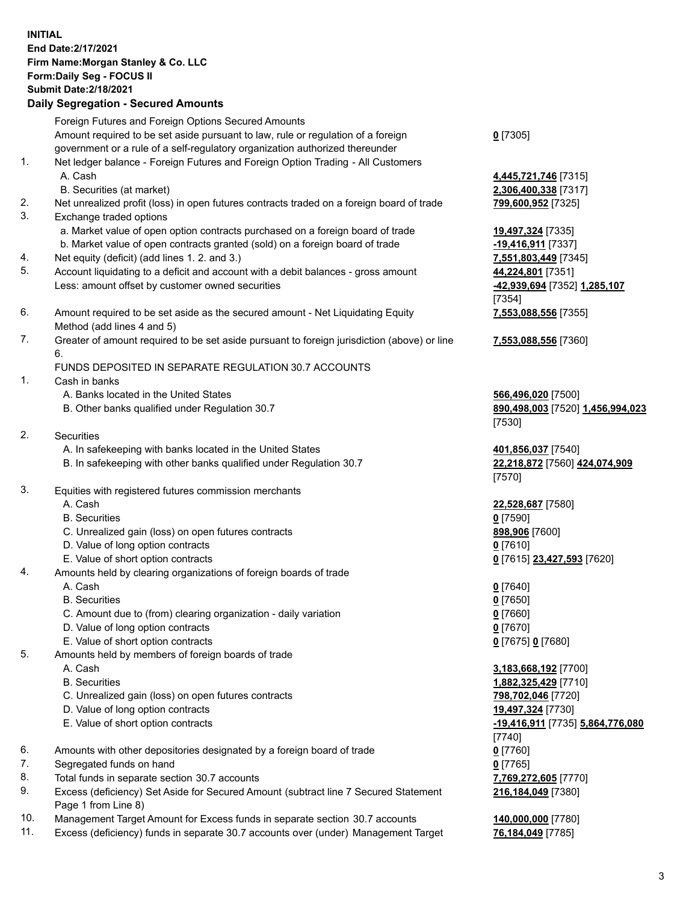**INITIAL**
**End Date:2/17/2021**
**Firm Name:Morgan Stanley & Co. LLC**
**Form:Daily Seg - FOCUS II**
**Submit Date:2/18/2021**

## Daily Segregation - Secured Amounts

| | | |
|---|---|---|
| | Foreign Futures and Foreign Options Secured Amounts | |
| | Amount required to be set aside pursuant to law, rule or regulation of a foreign government or a rule of a self-regulatory organization authorized thereunder | **0** [7305] |
| 1. | Net ledger balance - Foreign Futures and Foreign Option Trading - All Customers | |
| | A. Cash | **4,445,721,746** [7315] |
| | B. Securities (at market) | **2,306,400,338** [7317] |
| 2. | Net unrealized profit (loss) in open futures contracts traded on a foreign board of trade | **799,600,952** [7325] |
| 3. | Exchange traded options | |
| | a. Market value of open option contracts purchased on a foreign board of trade | **19,497,324** [7335] |
| | b. Market value of open contracts granted (sold) on a foreign board of trade | **-19,416,911** [7337] |
| 4. | Net equity (deficit) (add lines 1. 2. and 3.) | **7,551,803,449** [7345] |
| 5. | Account liquidating to a deficit and account with a debit balances - gross amount | **44,224,801** [7351] |
| | Less: amount offset by customer owned securities | **-42,939,694** [7352] **1,285,107** [7354] |
| 6. | Amount required to be set aside as the secured amount - Net Liquidating Equity Method (add lines 4 and 5) | **7,553,088,556** [7355] |
| 7. | Greater of amount required to be set aside pursuant to foreign jurisdiction (above) or line 6. | **7,553,088,556** [7360] |
| | FUNDS DEPOSITED IN SEPARATE REGULATION 30.7 ACCOUNTS | |
| 1. | Cash in banks | |
| | A. Banks located in the United States | **566,496,020** [7500] |
| | B. Other banks qualified under Regulation 30.7 | **890,498,003** [7520] **1,456,994,023** [7530] |
| 2. | Securities | |
| | A. In safekeeping with banks located in the United States | **401,856,037** [7540] |
| | B. In safekeeping with other banks qualified under Regulation 30.7 | **22,218,872** [7560] **424,074,909** [7570] |
| 3. | Equities with registered futures commission merchants | |
| | A. Cash | **22,528,687** [7580] |
| | B. Securities | **0** [7590] |
| | C. Unrealized gain (loss) on open futures contracts | **898,906** [7600] |
| | D. Value of long option contracts | **0** [7610] |
| | E. Value of short option contracts | **0** [7615] **23,427,593** [7620] |
| 4. | Amounts held by clearing organizations of foreign boards of trade | |
| | A. Cash | **0** [7640] |
| | B. Securities | **0** [7650] |
| | C. Amount due to (from) clearing organization - daily variation | **0** [7660] |
| | D. Value of long option contracts | **0** [7670] |
| | E. Value of short option contracts | **0** [7675] **0** [7680] |
| 5. | Amounts held by members of foreign boards of trade | |
| | A. Cash | **3,183,668,192** [7700] |
| | B. Securities | **1,882,325,429** [7710] |
| | C. Unrealized gain (loss) on open futures contracts | **798,702,046** [7720] |
| | D. Value of long option contracts | **19,497,324** [7730] |
| | E. Value of short option contracts | **-19,416,911** [7735] **5,864,776,080** [7740] |
| 6. | Amounts with other depositories designated by a foreign board of trade | **0** [7760] |
| 7. | Segregated funds on hand | **0** [7765] |
| 8. | Total funds in separate section 30.7 accounts | **7,769,272,605** [7770] |
| 9. | Excess (deficiency) Set Aside for Secured Amount (subtract line 7 Secured Statement Page 1 from Line 8) | **216,184,049** [7380] |
| 10. | Management Target Amount for Excess funds in separate section 30.7 accounts | **140,000,000** [7780] |
| 11. | Excess (deficiency) funds in separate 30.7 accounts over (under) Management Target | **76,184,049** [7785] |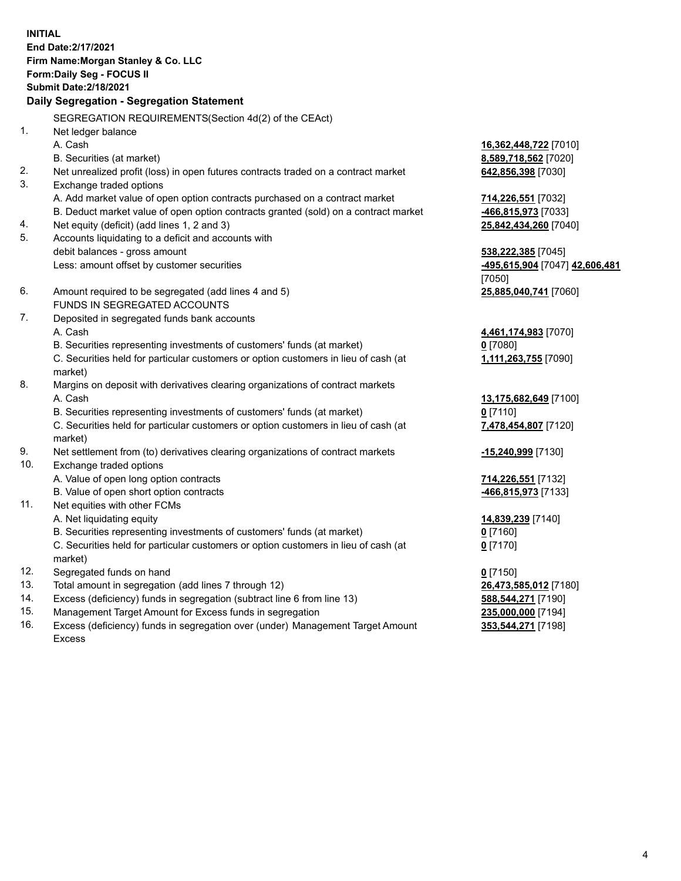**INITIAL**
**End Date:2/17/2021**
**Firm Name:Morgan Stanley & Co. LLC**
**Form:Daily Seg - FOCUS II**
**Submit Date:2/18/2021**

**Daily Segregation - Segregation Statement**

SEGREGATION REQUIREMENTS(Section 4d(2) of the CEAct)

| | | |
|---|---|---|
| 1. | Net ledger balance | |
| | A. Cash | **16,362,448,722** [7010] |
| | B. Securities (at market) | **8,589,718,562** [7020] |
| 2. | Net unrealized profit (loss) in open futures contracts traded on a contract market | **642,856,398** [7030] |
| 3. | Exchange traded options | |
| | A. Add market value of open option contracts purchased on a contract market | **714,226,551** [7032] |
| | B. Deduct market value of open option contracts granted (sold) on a contract market | **-466,815,973** [7033] |
| 4. | Net equity (deficit) (add lines 1, 2 and 3) | **25,842,434,260** [7040] |
| 5. | Accounts liquidating to a deficit and accounts with debit balances - gross amount | **538,222,385** [7045] |
| | Less: amount offset by customer securities | **-495,615,904** [7047] **42,606,481** [7050] |
| 6. | Amount required to be segregated (add lines 4 and 5) | **25,885,040,741** [7060] |
| | FUNDS IN SEGREGATED ACCOUNTS | |
| 7. | Deposited in segregated funds bank accounts | |
| | A. Cash | **4,461,174,983** [7070] |
| | B. Securities representing investments of customers' funds (at market) | **0** [7080] |
| | C. Securities held for particular customers or option customers in lieu of cash (at market) | **1,111,263,755** [7090] |
| 8. | Margins on deposit with derivatives clearing organizations of contract markets | |
| | A. Cash | **13,175,682,649** [7100] |
| | B. Securities representing investments of customers' funds (at market) | **0** [7110] |
| | C. Securities held for particular customers or option customers in lieu of cash (at market) | **7,478,454,807** [7120] |
| 9. | Net settlement from (to) derivatives clearing organizations of contract markets | **-15,240,999** [7130] |
| 10. | Exchange traded options | |
| | A. Value of open long option contracts | **714,226,551** [7132] |
| | B. Value of open short option contracts | **-466,815,973** [7133] |
| 11. | Net equities with other FCMs | |
| | A. Net liquidating equity | **14,839,239** [7140] |
| | B. Securities representing investments of customers' funds (at market) | **0** [7160] |
| | C. Securities held for particular customers or option customers in lieu of cash (at market) | **0** [7170] |
| 12. | Segregated funds on hand | **0** [7150] |
| 13. | Total amount in segregation (add lines 7 through 12) | **26,473,585,012** [7180] |
| 14. | Excess (deficiency) funds in segregation (subtract line 6 from line 13) | **588,544,271** [7190] |
| 15. | Management Target Amount for Excess funds in segregation | **235,000,000** [7194] |
| 16. | Excess (deficiency) funds in segregation over (under) Management Target Amount Excess | **353,544,271** [7198] |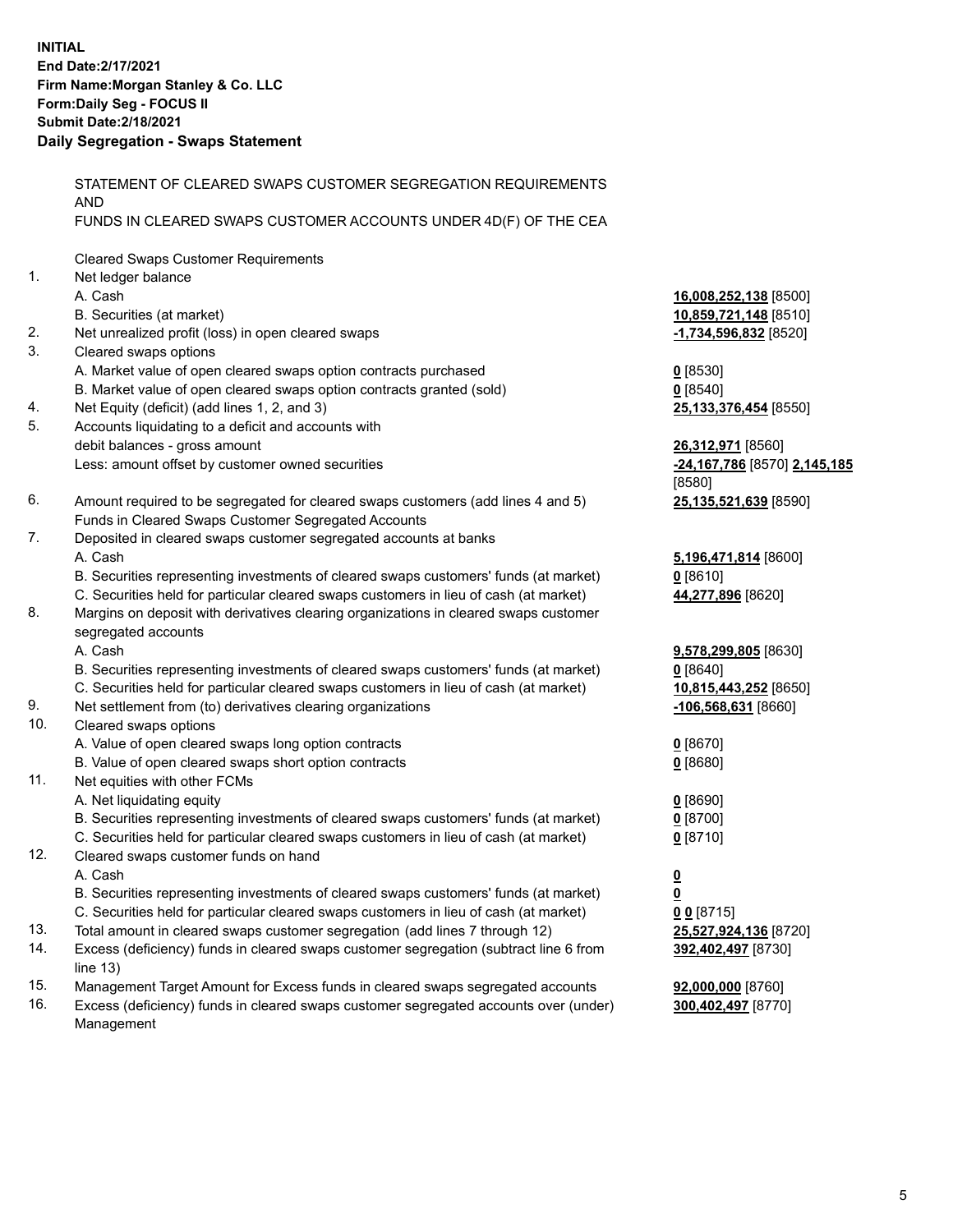**INITIAL**
**End Date:2/17/2021**
**Firm Name:Morgan Stanley & Co. LLC**
**Form:Daily Seg - FOCUS II**
**Submit Date:2/18/2021**
**Daily Segregation - Swaps Statement**

STATEMENT OF CLEARED SWAPS CUSTOMER SEGREGATION REQUIREMENTS AND FUNDS IN CLEARED SWAPS CUSTOMER ACCOUNTS UNDER 4D(F) OF THE CEA

| | | |
|---|---|---|
| | Cleared Swaps Customer Requirements | |
| 1. | Net ledger balance | |
| | A. Cash | **16,008,252,138** [8500] |
| | B. Securities (at market) | **10,859,721,148** [8510] |
| 2. | Net unrealized profit (loss) in open cleared swaps | **-1,734,596,832** [8520] |
| 3. | Cleared swaps options | |
| | A. Market value of open cleared swaps option contracts purchased | **0** [8530] |
| | B. Market value of open cleared swaps option contracts granted (sold) | **0** [8540] |
| 4. | Net Equity (deficit) (add lines 1, 2, and 3) | **25,133,376,454** [8550] |
| 5. | Accounts liquidating to a deficit and accounts with debit balances - gross amount | **26,312,971** [8560] |
| | Less: amount offset by customer owned securities | **-24,167,786** [8570] **2,145,185** [8580] |
| 6. | Amount required to be segregated for cleared swaps customers (add lines 4 and 5) | **25,135,521,639** [8590] |
| | Funds in Cleared Swaps Customer Segregated Accounts | |
| 7. | Deposited in cleared swaps customer segregated accounts at banks | |
| | A. Cash | **5,196,471,814** [8600] |
| | B. Securities representing investments of cleared swaps customers' funds (at market) | **0** [8610] |
| | C. Securities held for particular cleared swaps customers in lieu of cash (at market) | **44,277,896** [8620] |
| 8. | Margins on deposit with derivatives clearing organizations in cleared swaps customer segregated accounts | |
| | A. Cash | **9,578,299,805** [8630] |
| | B. Securities representing investments of cleared swaps customers' funds (at market) | **0** [8640] |
| | C. Securities held for particular cleared swaps customers in lieu of cash (at market) | **10,815,443,252** [8650] |
| 9. | Net settlement from (to) derivatives clearing organizations | **-106,568,631** [8660] |
| 10. | Cleared swaps options | |
| | A. Value of open cleared swaps long option contracts | **0** [8670] |
| | B. Value of open cleared swaps short option contracts | **0** [8680] |
| 11. | Net equities with other FCMs | |
| | A. Net liquidating equity | **0** [8690] |
| | B. Securities representing investments of cleared swaps customers' funds (at market) | **0** [8700] |
| | C. Securities held for particular cleared swaps customers in lieu of cash (at market) | **0** [8710] |
| 12. | Cleared swaps customer funds on hand | |
| | A. Cash | **0** |
| | B. Securities representing investments of cleared swaps customers' funds (at market) | **0** |
| | C. Securities held for particular cleared swaps customers in lieu of cash (at market) | **0** **0** [8715] |
| 13. | Total amount in cleared swaps customer segregation (add lines 7 through 12) | **25,527,924,136** [8720] |
| 14. | Excess (deficiency) funds in cleared swaps customer segregation (subtract line 6 from line 13) | **392,402,497** [8730] |
| 15. | Management Target Amount for Excess funds in cleared swaps segregated accounts | **92,000,000** [8760] |
| 16. | Excess (deficiency) funds in cleared swaps customer segregated accounts over (under) Management | **300,402,497** [8770] |